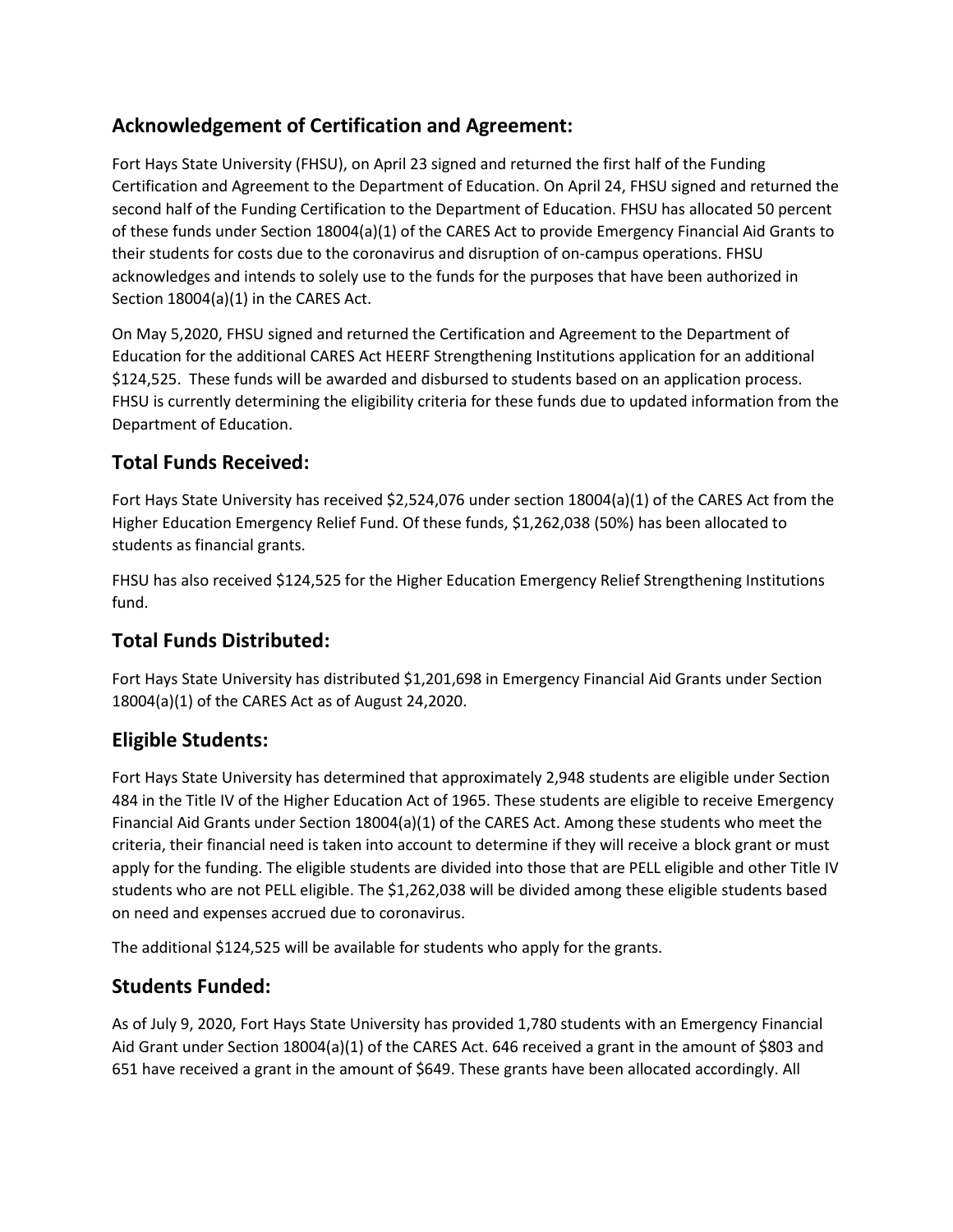## Acknowledgement of Certification and Agreement:

Fort Hays State University (FHSU), on April 23 signed and returned the first half of the Funding Certification and Agreement to the Department of Education. On April 24, FHSU signed and returned the second half of the Funding Certification to the Department of Education. FHSU has allocated 50 percent of these funds under Section 18004(a)(1) of the CARES Act to provide Emergency Financial Aid Grants to their students for costs due to the coronavirus and disruption of on-campus operations. FHSU acknowledges and intends to solely use to the funds for the purposes that have been authorized in Section 18004(a)(1) in the CARES Act.

On May 5,2020, FHSU signed and returned the Certification and Agreement to the Department of Education for the additional CARES Act HEERF Strengthening Institutions application for an additional $124,525. These funds will be awarded and disbursed to students based on an application process. FHSU is currently determining the eligibility criteria for these funds due to updated information from the Department of Education.

## Total Funds Received:

Fort Hays State University has received $2,524,076 under section 18004(a)(1) of the CARES Act from the Higher Education Emergency Relief Fund. Of these funds, $1,262,038 (50%) has been allocated to students as financial grants.

FHSU has also received $124,525 for the Higher Education Emergency Relief Strengthening Institutions fund.

## Total Funds Distributed:

Fort Hays State University has distributed $1,201,698 in Emergency Financial Aid Grants under Section 18004(a)(1) of the CARES Act as of August 24,2020.

## Eligible Students:

Fort Hays State University has determined that approximately 2,948 students are eligible under Section 484 in the Title IV of the Higher Education Act of 1965. These students are eligible to receive Emergency Financial Aid Grants under Section 18004(a)(1) of the CARES Act. Among these students who meet the criteria, their financial need is taken into account to determine if they will receive a block grant or must apply for the funding. The eligible students are divided into those that are PELL eligible and other Title IV students who are not PELL eligible. The $1,262,038 will be divided among these eligible students based on need and expenses accrued due to coronavirus.

The additional $124,525 will be available for students who apply for the grants.

## Students Funded:

As of July 9, 2020, Fort Hays State University has provided 1,780 students with an Emergency Financial Aid Grant under Section 18004(a)(1) of the CARES Act. 646 received a grant in the amount of $803 and 651 have received a grant in the amount of $649. These grants have been allocated accordingly. All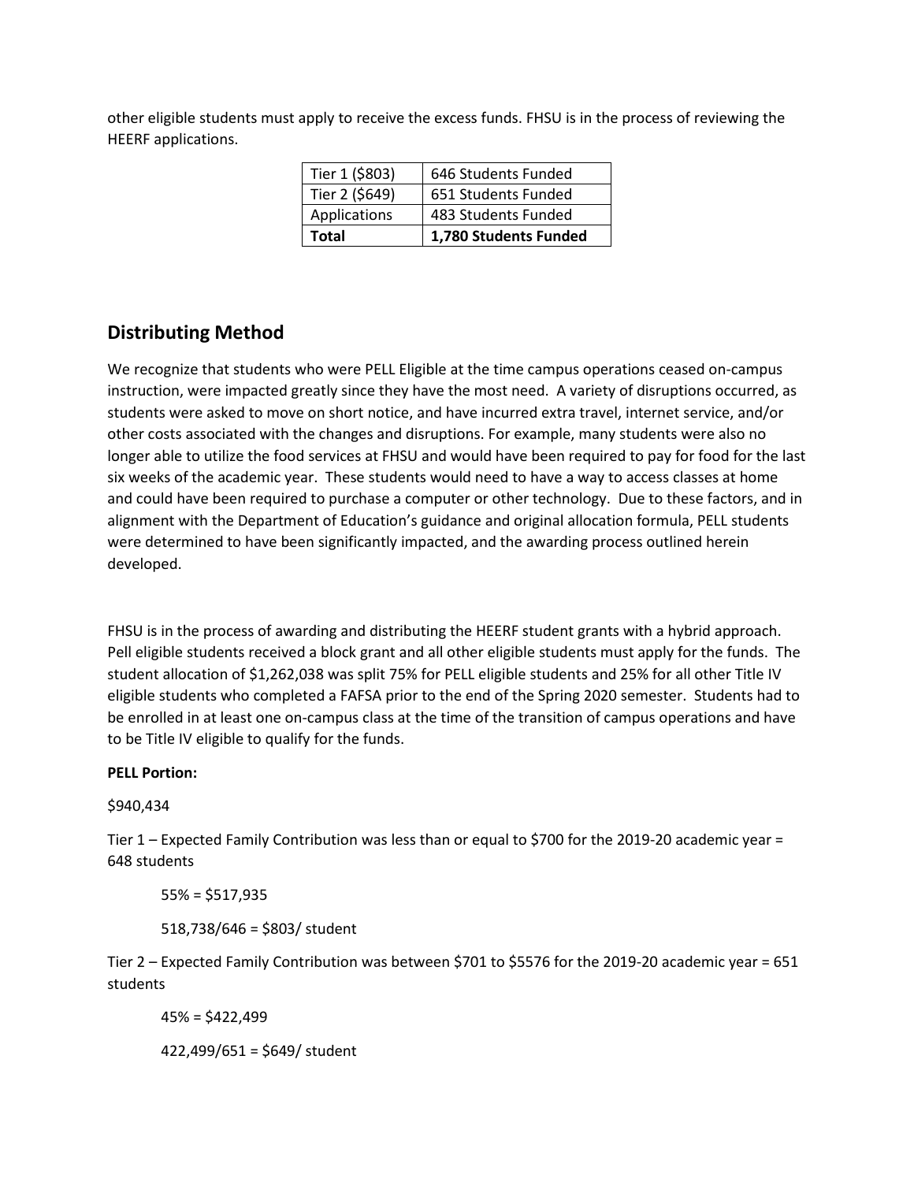other eligible students must apply to receive the excess funds. FHSU is in the process of reviewing the HEERF applications.

| Tier 1 ($803) | 646 Students Funded |
|---|---|
| Tier 2 ($649) | 651 Students Funded |
| Applications | 483 Students Funded |
| **Total** | **1,780 Students Funded** |

## Distributing Method

We recognize that students who were PELL Eligible at the time campus operations ceased on-campus instruction, were impacted greatly since they have the most need. A variety of disruptions occurred, as students were asked to move on short notice, and have incurred extra travel, internet service, and/or other costs associated with the changes and disruptions. For example, many students were also no longer able to utilize the food services at FHSU and would have been required to pay for food for the last six weeks of the academic year. These students would need to have a way to access classes at home and could have been required to purchase a computer or other technology. Due to these factors, and in alignment with the Department of Education's guidance and original allocation formula, PELL students were determined to have been significantly impacted, and the awarding process outlined herein developed.

FHSU is in the process of awarding and distributing the HEERF student grants with a hybrid approach. Pell eligible students received a block grant and all other eligible students must apply for the funds. The student allocation of $1,262,038 was split 75% for PELL eligible students and 25% for all other Title IV eligible students who completed a FAFSA prior to the end of the Spring 2020 semester. Students had to be enrolled in at least one on-campus class at the time of the transition of campus operations and have to be Title IV eligible to qualify for the funds.

**PELL Portion:**

$940,434

Tier 1 – Expected Family Contribution was less than or equal to $700 for the 2019-20 academic year = 648 students

55% = $517,935

518,738/646 = $803/ student

Tier 2 – Expected Family Contribution was between $701 to $5576 for the 2019-20 academic year = 651 students

45% = $422,499

422,499/651 = $649/ student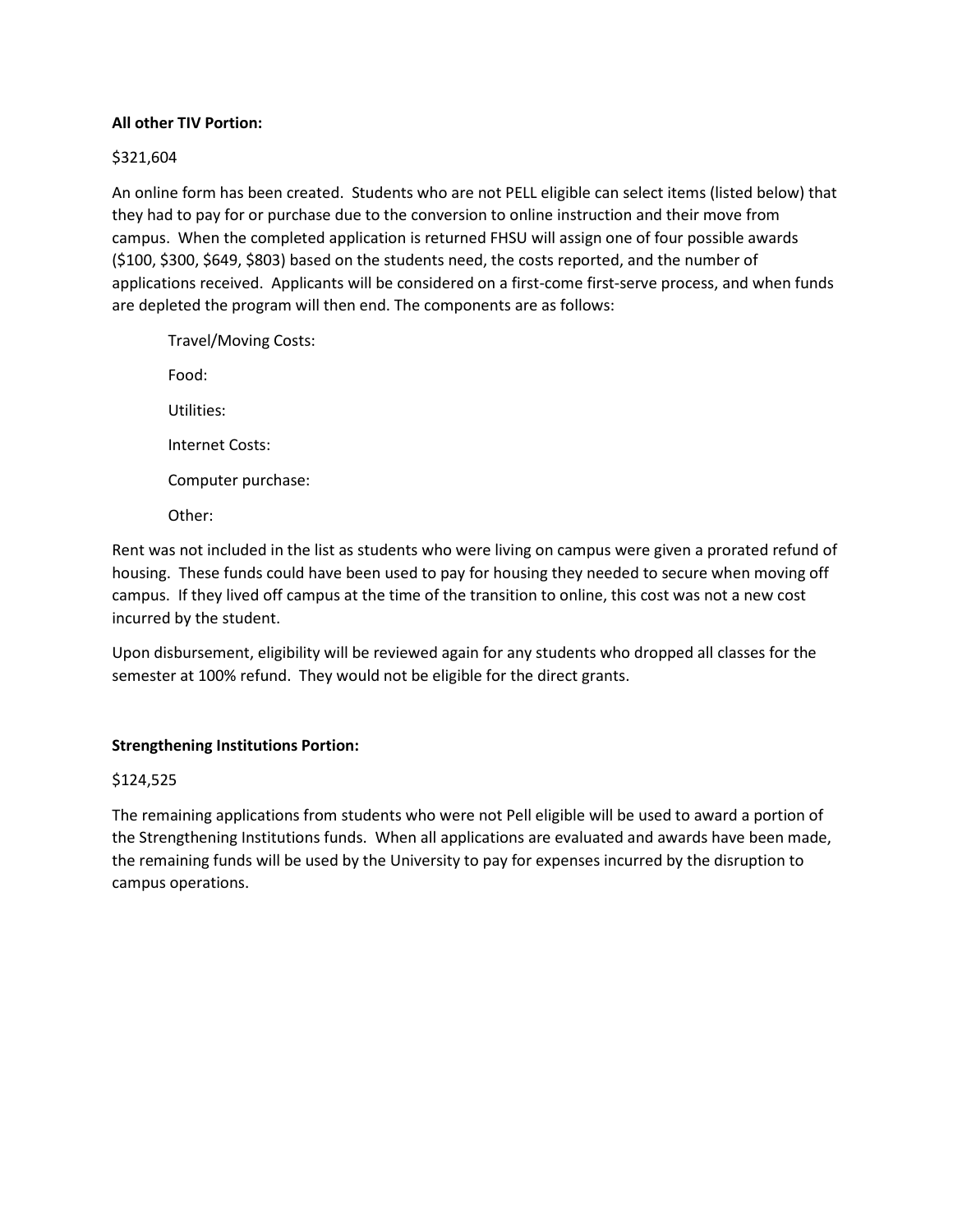**All other TIV Portion:**

$321,604

An online form has been created. Students who are not PELL eligible can select items (listed below) that they had to pay for or purchase due to the conversion to online instruction and their move from campus. When the completed application is returned FHSU will assign one of four possible awards ($100, $300, $649, $803) based on the students need, the costs reported, and the number of applications received. Applicants will be considered on a first-come first-serve process, and when funds are depleted the program will then end. The components are as follows:

Travel/Moving Costs:

Food:

Utilities:

Internet Costs:

Computer purchase:

Other:

Rent was not included in the list as students who were living on campus were given a prorated refund of housing. These funds could have been used to pay for housing they needed to secure when moving off campus. If they lived off campus at the time of the transition to online, this cost was not a new cost incurred by the student.

Upon disbursement, eligibility will be reviewed again for any students who dropped all classes for the semester at 100% refund. They would not be eligible for the direct grants.

**Strengthening Institutions Portion:**

$124,525

The remaining applications from students who were not Pell eligible will be used to award a portion of the Strengthening Institutions funds. When all applications are evaluated and awards have been made, the remaining funds will be used by the University to pay for expenses incurred by the disruption to campus operations.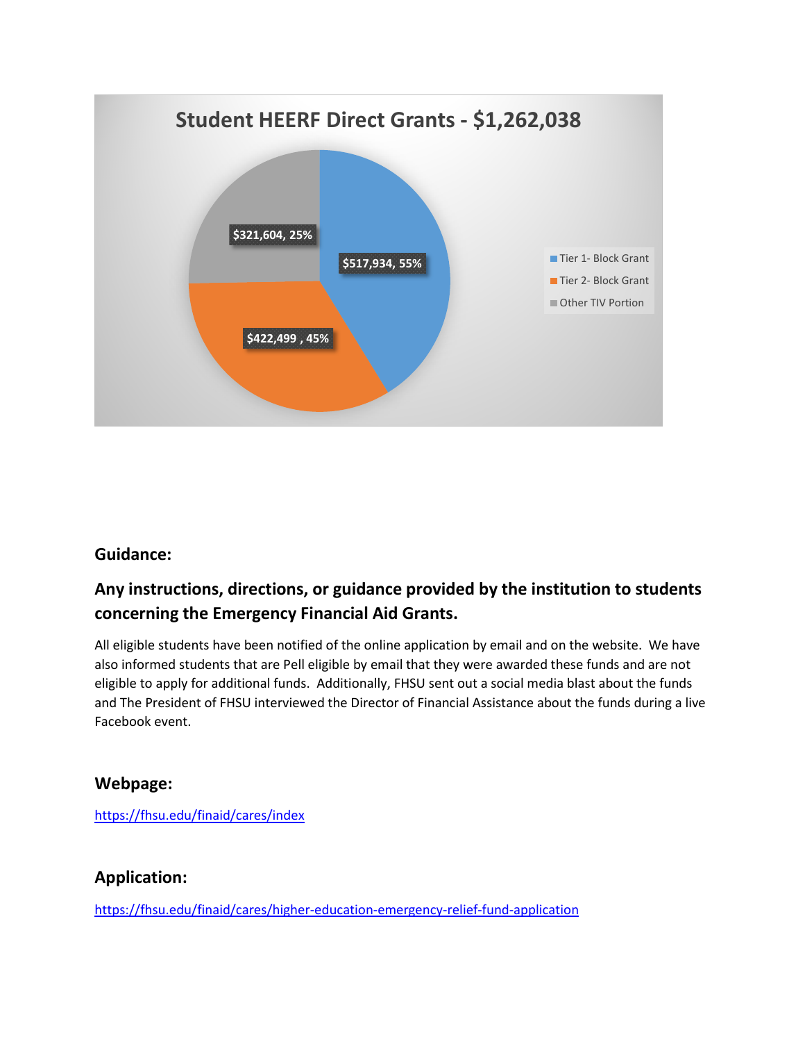**Student HEERF Direct Grants - $1,262,038**

- Tier 1- Block Grant: $517,934, 55%
- Tier 2- Block Grant: $422,499 , 45%
- Other TIV Portion: $321,604, 25%

### Guidance:

### Any instructions, directions, or guidance provided by the institution to students concerning the Emergency Financial Aid Grants.

All eligible students have been notified of the online application by email and on the website. We have also informed students that are Pell eligible by email that they were awarded these funds and are not eligible to apply for additional funds. Additionally, FHSU sent out a social media blast about the funds and The President of FHSU interviewed the Director of Financial Assistance about the funds during a live Facebook event.

### Webpage:

https://fhsu.edu/finaid/cares/index

### Application:

https://fhsu.edu/finaid/cares/higher-education-emergency-relief-fund-application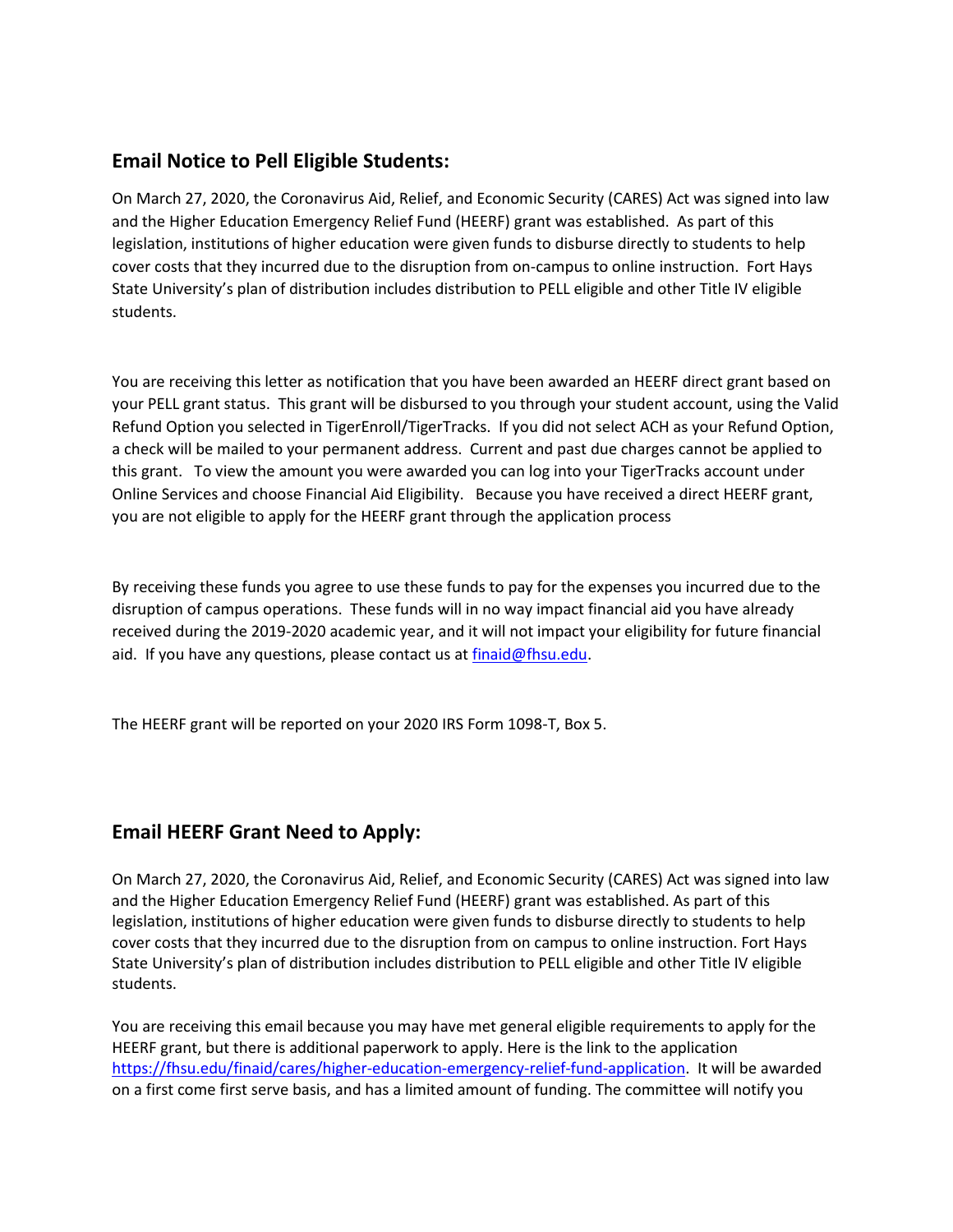## Email Notice to Pell Eligible Students:

On March 27, 2020, the Coronavirus Aid, Relief, and Economic Security (CARES) Act was signed into law and the Higher Education Emergency Relief Fund (HEERF) grant was established. As part of this legislation, institutions of higher education were given funds to disburse directly to students to help cover costs that they incurred due to the disruption from on-campus to online instruction. Fort Hays State University's plan of distribution includes distribution to PELL eligible and other Title IV eligible students.

You are receiving this letter as notification that you have been awarded an HEERF direct grant based on your PELL grant status. This grant will be disbursed to you through your student account, using the Valid Refund Option you selected in TigerEnroll/TigerTracks. If you did not select ACH as your Refund Option, a check will be mailed to your permanent address. Current and past due charges cannot be applied to this grant. To view the amount you were awarded you can log into your TigerTracks account under Online Services and choose Financial Aid Eligibility. Because you have received a direct HEERF grant, you are not eligible to apply for the HEERF grant through the application process

By receiving these funds you agree to use these funds to pay for the expenses you incurred due to the disruption of campus operations. These funds will in no way impact financial aid you have already received during the 2019-2020 academic year, and it will not impact your eligibility for future financial aid. If you have any questions, please contact us at [finaid@fhsu.edu](mailto:finaid@fhsu.edu).

The HEERF grant will be reported on your 2020 IRS Form 1098-T, Box 5.

## Email HEERF Grant Need to Apply:

On March 27, 2020, the Coronavirus Aid, Relief, and Economic Security (CARES) Act was signed into law and the Higher Education Emergency Relief Fund (HEERF) grant was established. As part of this legislation, institutions of higher education were given funds to disburse directly to students to help cover costs that they incurred due to the disruption from on campus to online instruction. Fort Hays State University's plan of distribution includes distribution to PELL eligible and other Title IV eligible students.

You are receiving this email because you may have met general eligible requirements to apply for the HEERF grant, but there is additional paperwork to apply. Here is the link to the application [https://fhsu.edu/finaid/cares/higher-education-emergency-relief-fund-application](https://fhsu.edu/finaid/cares/higher-education-emergency-relief-fund-application). It will be awarded on a first come first serve basis, and has a limited amount of funding. The committee will notify you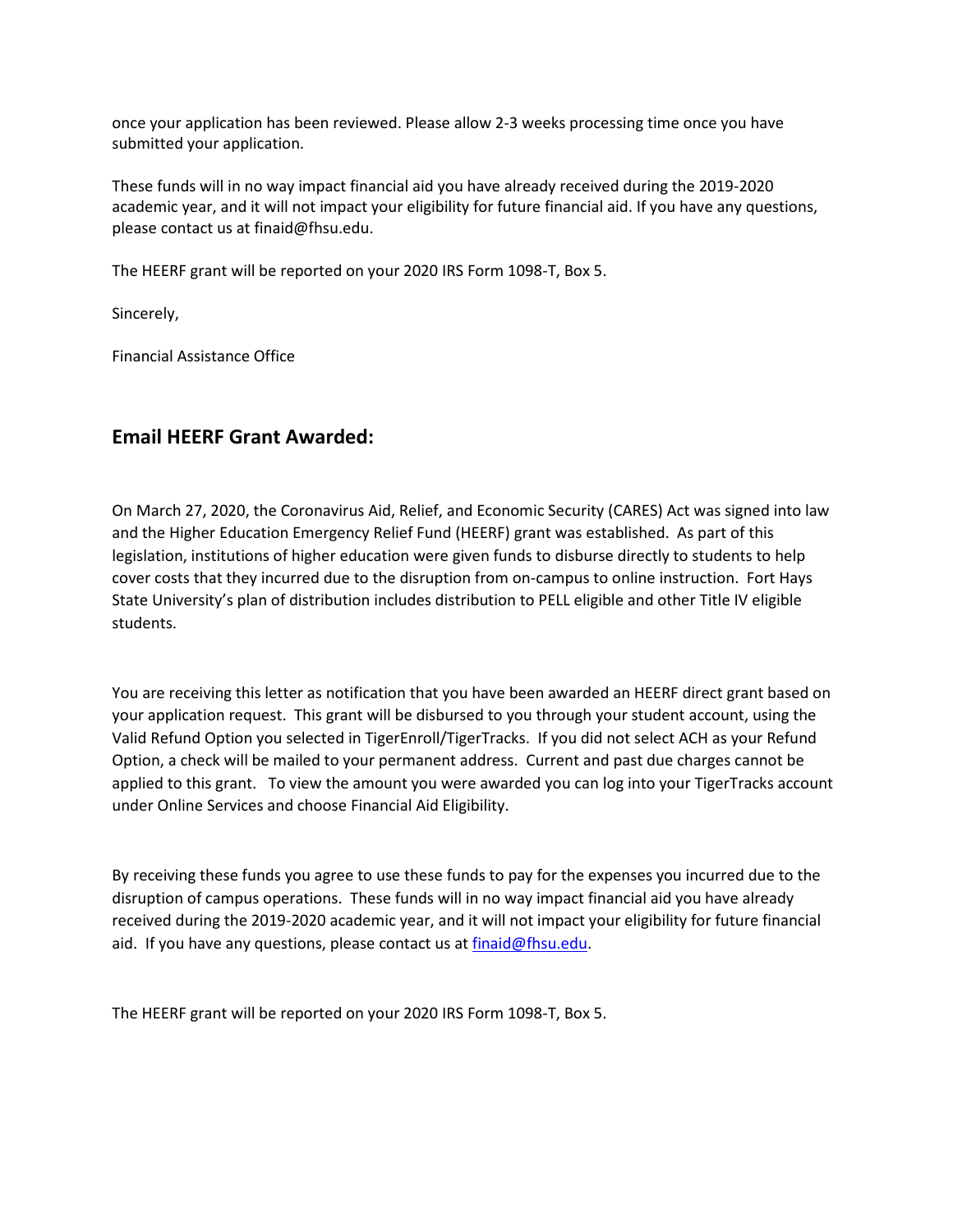once your application has been reviewed. Please allow 2-3 weeks processing time once you have submitted your application.

These funds will in no way impact financial aid you have already received during the 2019-2020 academic year, and it will not impact your eligibility for future financial aid. If you have any questions, please contact us at finaid@fhsu.edu.

The HEERF grant will be reported on your 2020 IRS Form 1098-T, Box 5.

Sincerely,

Financial Assistance Office

## Email HEERF Grant Awarded:

On March 27, 2020, the Coronavirus Aid, Relief, and Economic Security (CARES) Act was signed into law and the Higher Education Emergency Relief Fund (HEERF) grant was established. As part of this legislation, institutions of higher education were given funds to disburse directly to students to help cover costs that they incurred due to the disruption from on-campus to online instruction. Fort Hays State University's plan of distribution includes distribution to PELL eligible and other Title IV eligible students.

You are receiving this letter as notification that you have been awarded an HEERF direct grant based on your application request. This grant will be disbursed to you through your student account, using the Valid Refund Option you selected in TigerEnroll/TigerTracks. If you did not select ACH as your Refund Option, a check will be mailed to your permanent address. Current and past due charges cannot be applied to this grant. To view the amount you were awarded you can log into your TigerTracks account under Online Services and choose Financial Aid Eligibility.

By receiving these funds you agree to use these funds to pay for the expenses you incurred due to the disruption of campus operations. These funds will in no way impact financial aid you have already received during the 2019-2020 academic year, and it will not impact your eligibility for future financial aid. If you have any questions, please contact us at finaid@fhsu.edu.

The HEERF grant will be reported on your 2020 IRS Form 1098-T, Box 5.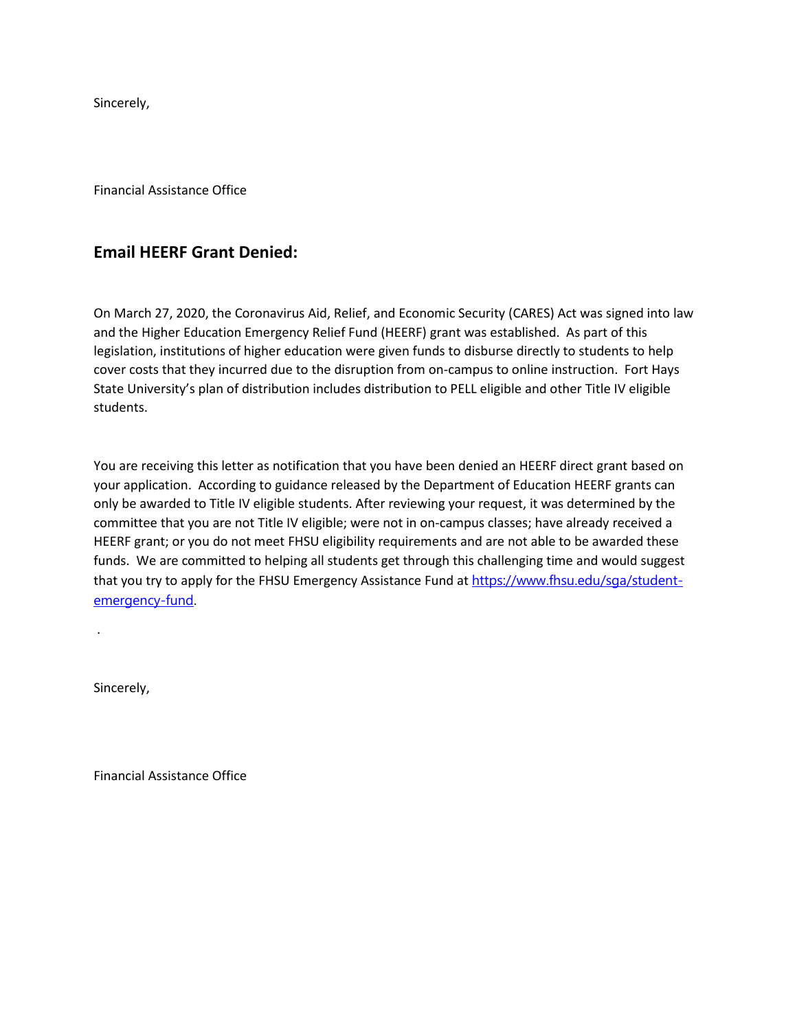Sincerely,

Financial Assistance Office

## Email HEERF Grant Denied:

On March 27, 2020, the Coronavirus Aid, Relief, and Economic Security (CARES) Act was signed into law and the Higher Education Emergency Relief Fund (HEERF) grant was established. As part of this legislation, institutions of higher education were given funds to disburse directly to students to help cover costs that they incurred due to the disruption from on-campus to online instruction. Fort Hays State University's plan of distribution includes distribution to PELL eligible and other Title IV eligible students.

You are receiving this letter as notification that you have been denied an HEERF direct grant based on your application. According to guidance released by the Department of Education HEERF grants can only be awarded to Title IV eligible students. After reviewing your request, it was determined by the committee that you are not Title IV eligible; were not in on-campus classes; have already received a HEERF grant; or you do not meet FHSU eligibility requirements and are not able to be awarded these funds. We are committed to helping all students get through this challenging time and would suggest that you try to apply for the FHSU Emergency Assistance Fund at [https://www.fhsu.edu/sga/student-emergency-fund](https://www.fhsu.edu/sga/student-emergency-fund).

.

Sincerely,

Financial Assistance Office